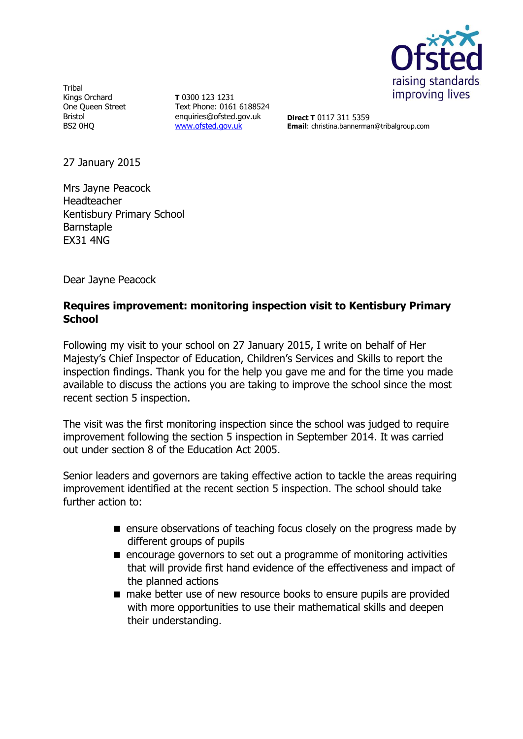Tribal
Kings Orchard
One Queen Street
Bristol
BS2 0HQ

**T** 0300 123 1231
Text Phone: 0161 6188524
enquiries@ofsted.gov.uk
www.ofsted.gov.uk

**Direct T** 0117 311 5359
**Email**: christina.bannerman@tribalgroup.com

27 January 2015

Mrs Jayne Peacock
Headteacher
Kentisbury Primary School
Barnstaple
EX31 4NG

Dear Jayne Peacock

**Requires improvement: monitoring inspection visit to Kentisbury Primary School**

Following my visit to your school on 27 January 2015, I write on behalf of Her Majesty's Chief Inspector of Education, Children's Services and Skills to report the inspection findings. Thank you for the help you gave me and for the time you made available to discuss the actions you are taking to improve the school since the most recent section 5 inspection.

The visit was the first monitoring inspection since the school was judged to require improvement following the section 5 inspection in September 2014. It was carried out under section 8 of the Education Act 2005.

Senior leaders and governors are taking effective action to tackle the areas requiring improvement identified at the recent section 5 inspection. The school should take further action to:

- ensure observations of teaching focus closely on the progress made by different groups of pupils
- encourage governors to set out a programme of monitoring activities that will provide first hand evidence of the effectiveness and impact of the planned actions
- make better use of new resource books to ensure pupils are provided with more opportunities to use their mathematical skills and deepen their understanding.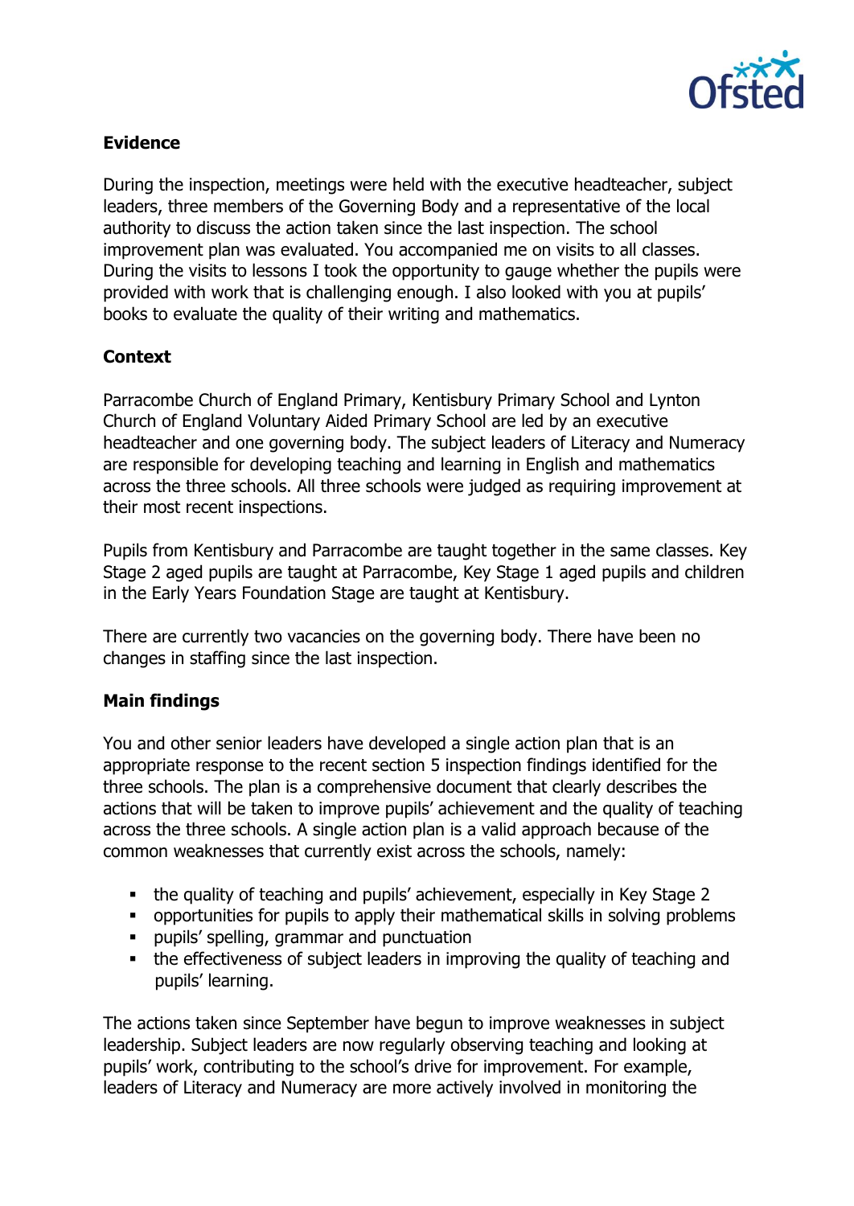**Evidence**

During the inspection, meetings were held with the executive headteacher, subject leaders, three members of the Governing Body and a representative of the local authority to discuss the action taken since the last inspection. The school improvement plan was evaluated. You accompanied me on visits to all classes. During the visits to lessons I took the opportunity to gauge whether the pupils were provided with work that is challenging enough. I also looked with you at pupils' books to evaluate the quality of their writing and mathematics.

**Context**

Parracombe Church of England Primary, Kentisbury Primary School and Lynton Church of England Voluntary Aided Primary School are led by an executive headteacher and one governing body. The subject leaders of Literacy and Numeracy are responsible for developing teaching and learning in English and mathematics across the three schools. All three schools were judged as requiring improvement at their most recent inspections.

Pupils from Kentisbury and Parracombe are taught together in the same classes. Key Stage 2 aged pupils are taught at Parracombe, Key Stage 1 aged pupils and children in the Early Years Foundation Stage are taught at Kentisbury.

There are currently two vacancies on the governing body. There have been no changes in staffing since the last inspection.

**Main findings**

You and other senior leaders have developed a single action plan that is an appropriate response to the recent section 5 inspection findings identified for the three schools. The plan is a comprehensive document that clearly describes the actions that will be taken to improve pupils' achievement and the quality of teaching across the three schools. A single action plan is a valid approach because of the common weaknesses that currently exist across the schools, namely:

- the quality of teaching and pupils' achievement, especially in Key Stage 2
- opportunities for pupils to apply their mathematical skills in solving problems
- pupils' spelling, grammar and punctuation
- the effectiveness of subject leaders in improving the quality of teaching and pupils' learning.

The actions taken since September have begun to improve weaknesses in subject leadership. Subject leaders are now regularly observing teaching and looking at pupils' work, contributing to the school's drive for improvement. For example, leaders of Literacy and Numeracy are more actively involved in monitoring the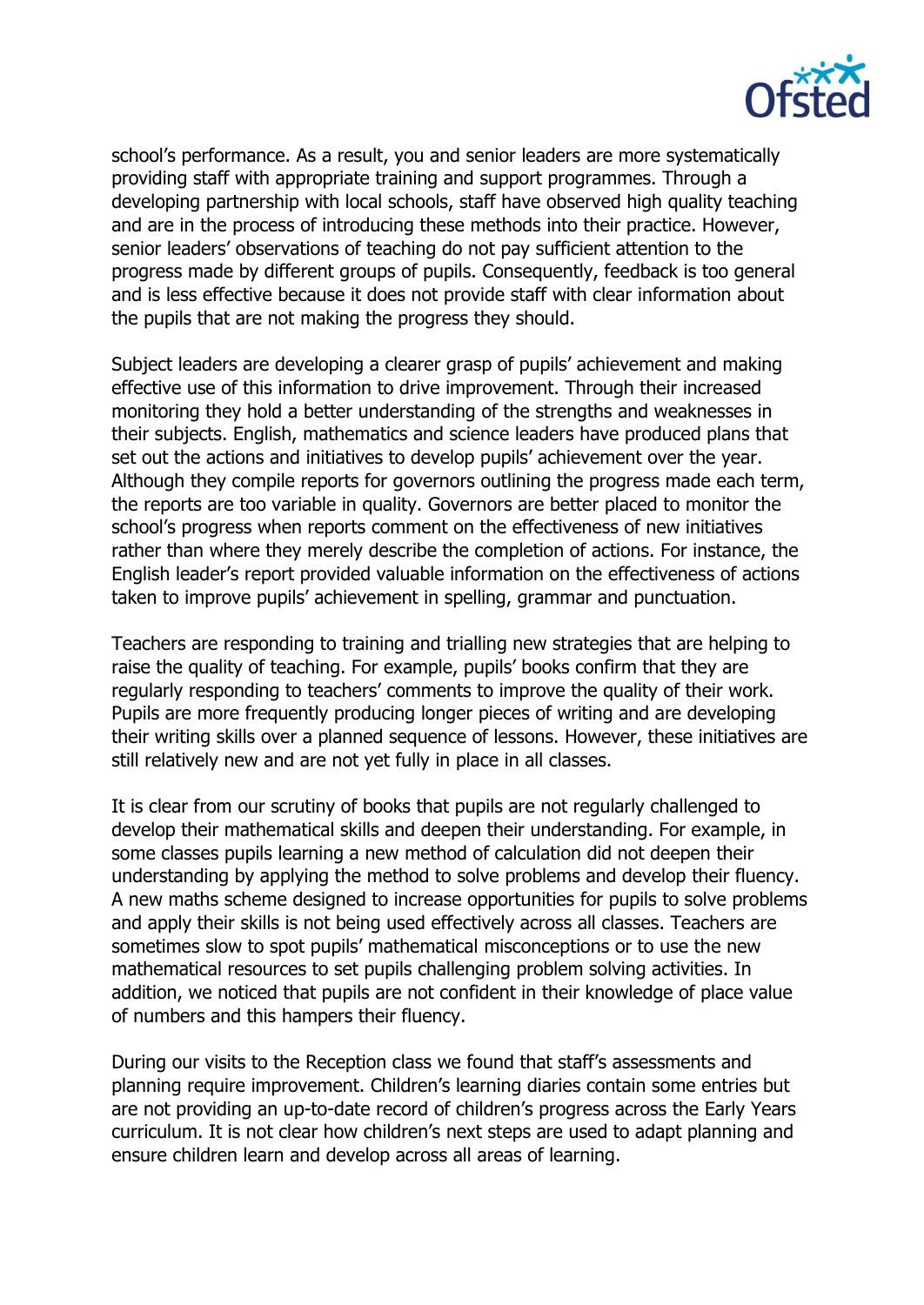school's performance. As a result, you and senior leaders are more systematically providing staff with appropriate training and support programmes. Through a developing partnership with local schools, staff have observed high quality teaching and are in the process of introducing these methods into their practice. However, senior leaders' observations of teaching do not pay sufficient attention to the progress made by different groups of pupils. Consequently, feedback is too general and is less effective because it does not provide staff with clear information about the pupils that are not making the progress they should.

Subject leaders are developing a clearer grasp of pupils' achievement and making effective use of this information to drive improvement. Through their increased monitoring they hold a better understanding of the strengths and weaknesses in their subjects. English, mathematics and science leaders have produced plans that set out the actions and initiatives to develop pupils' achievement over the year. Although they compile reports for governors outlining the progress made each term, the reports are too variable in quality. Governors are better placed to monitor the school's progress when reports comment on the effectiveness of new initiatives rather than where they merely describe the completion of actions. For instance, the English leader's report provided valuable information on the effectiveness of actions taken to improve pupils' achievement in spelling, grammar and punctuation.

Teachers are responding to training and trialling new strategies that are helping to raise the quality of teaching. For example, pupils' books confirm that they are regularly responding to teachers' comments to improve the quality of their work. Pupils are more frequently producing longer pieces of writing and are developing their writing skills over a planned sequence of lessons. However, these initiatives are still relatively new and are not yet fully in place in all classes.

It is clear from our scrutiny of books that pupils are not regularly challenged to develop their mathematical skills and deepen their understanding. For example, in some classes pupils learning a new method of calculation did not deepen their understanding by applying the method to solve problems and develop their fluency. A new maths scheme designed to increase opportunities for pupils to solve problems and apply their skills is not being used effectively across all classes. Teachers are sometimes slow to spot pupils' mathematical misconceptions or to use the new mathematical resources to set pupils challenging problem solving activities. In addition, we noticed that pupils are not confident in their knowledge of place value of numbers and this hampers their fluency.

During our visits to the Reception class we found that staff's assessments and planning require improvement. Children's learning diaries contain some entries but are not providing an up-to-date record of children's progress across the Early Years curriculum. It is not clear how children's next steps are used to adapt planning and ensure children learn and develop across all areas of learning.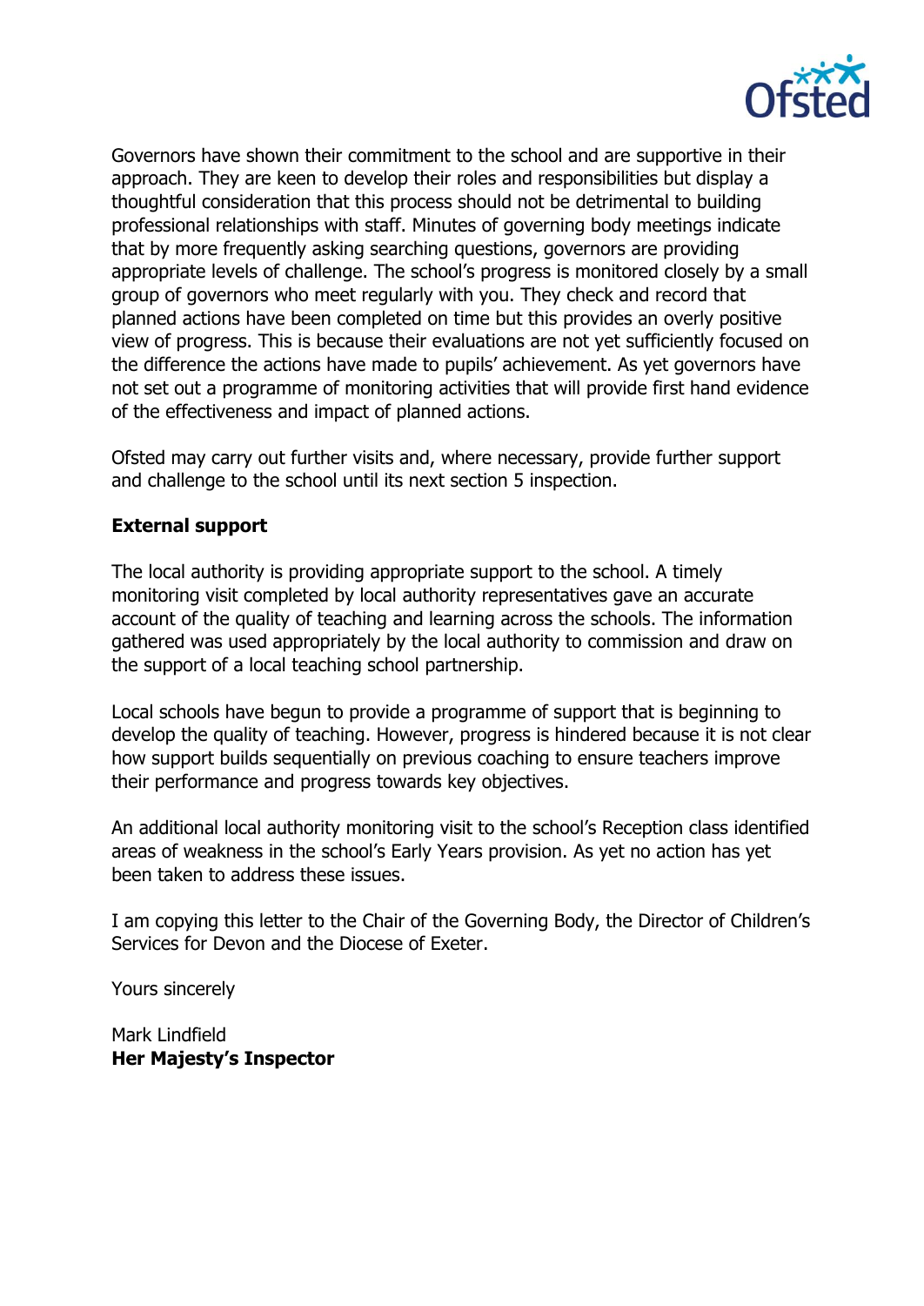Governors have shown their commitment to the school and are supportive in their approach. They are keen to develop their roles and responsibilities but display a thoughtful consideration that this process should not be detrimental to building professional relationships with staff. Minutes of governing body meetings indicate that by more frequently asking searching questions, governors are providing appropriate levels of challenge. The school's progress is monitored closely by a small group of governors who meet regularly with you. They check and record that planned actions have been completed on time but this provides an overly positive view of progress. This is because their evaluations are not yet sufficiently focused on the difference the actions have made to pupils' achievement. As yet governors have not set out a programme of monitoring activities that will provide first hand evidence of the effectiveness and impact of planned actions.

Ofsted may carry out further visits and, where necessary, provide further support and challenge to the school until its next section 5 inspection.

**External support**

The local authority is providing appropriate support to the school. A timely monitoring visit completed by local authority representatives gave an accurate account of the quality of teaching and learning across the schools. The information gathered was used appropriately by the local authority to commission and draw on the support of a local teaching school partnership.

Local schools have begun to provide a programme of support that is beginning to develop the quality of teaching. However, progress is hindered because it is not clear how support builds sequentially on previous coaching to ensure teachers improve their performance and progress towards key objectives.

An additional local authority monitoring visit to the school's Reception class identified areas of weakness in the school's Early Years provision. As yet no action has yet been taken to address these issues.

I am copying this letter to the Chair of the Governing Body, the Director of Children's Services for Devon and the Diocese of Exeter.

Yours sincerely

Mark Lindfield
**Her Majesty's Inspector**